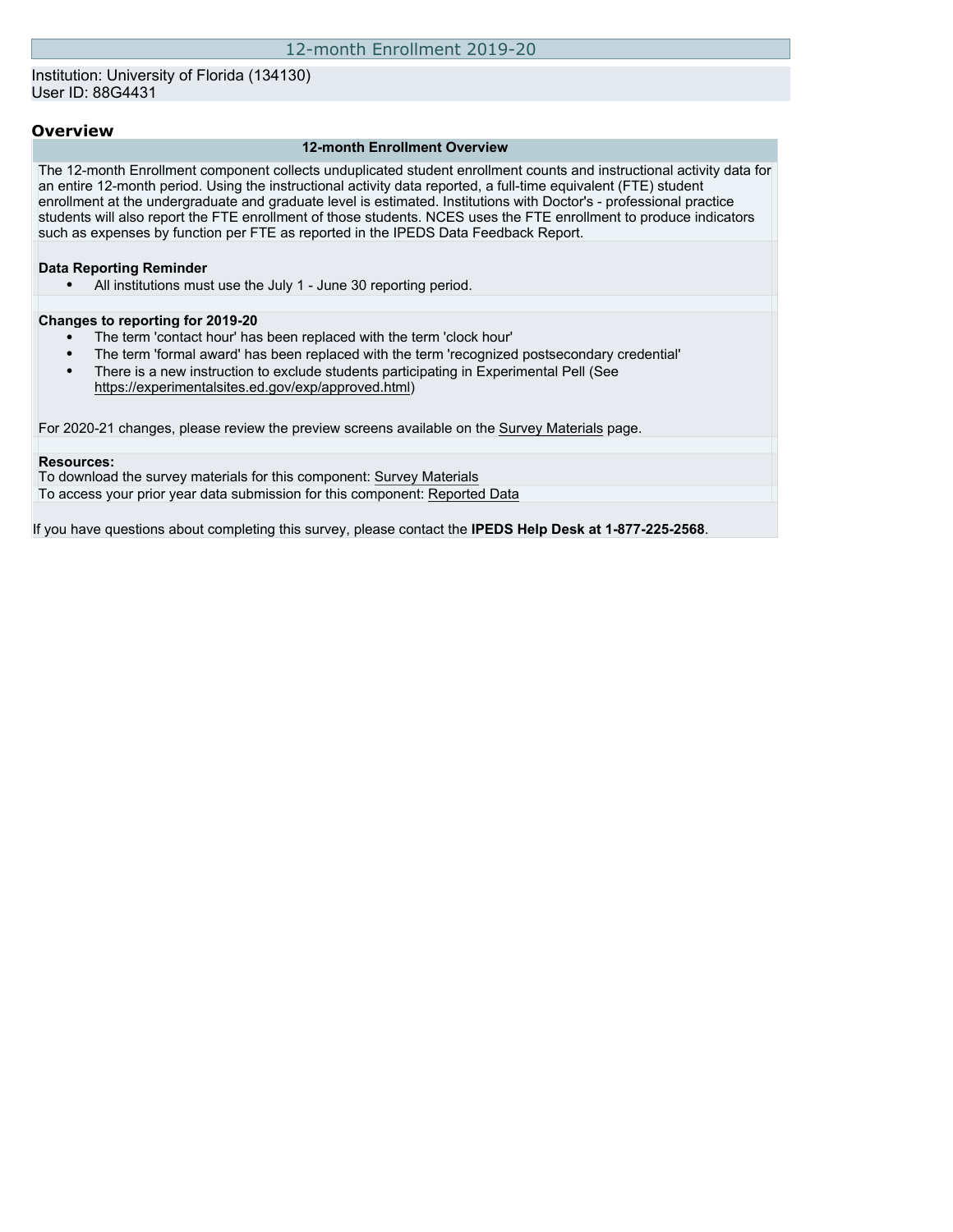# 12-month Enrollment 2019-20

Institution: University of Florida (134130)
User ID: 88G4431

## Overview

### 12-month Enrollment Overview

The 12-month Enrollment component collects unduplicated student enrollment counts and instructional activity data for an entire 12-month period. Using the instructional activity data reported, a full-time equivalent (FTE) student enrollment at the undergraduate and graduate level is estimated. Institutions with Doctor's - professional practice students will also report the FTE enrollment of those students. NCES uses the FTE enrollment to produce indicators such as expenses by function per FTE as reported in the IPEDS Data Feedback Report.

**Data Reporting Reminder**

- All institutions must use the July 1 - June 30 reporting period.

**Changes to reporting for 2019-20**

- The term 'contact hour' has been replaced with the term 'clock hour'
- The term 'formal award' has been replaced with the term 'recognized postsecondary credential'
- There is a new instruction to exclude students participating in Experimental Pell (See https://experimentalsites.ed.gov/exp/approved.html)

For 2020-21 changes, please review the preview screens available on the Survey Materials page.

**Resources:**
To download the survey materials for this component: Survey Materials
To access your prior year data submission for this component: Reported Data

If you have questions about completing this survey, please contact the **IPEDS Help Desk at 1-877-225-2568**.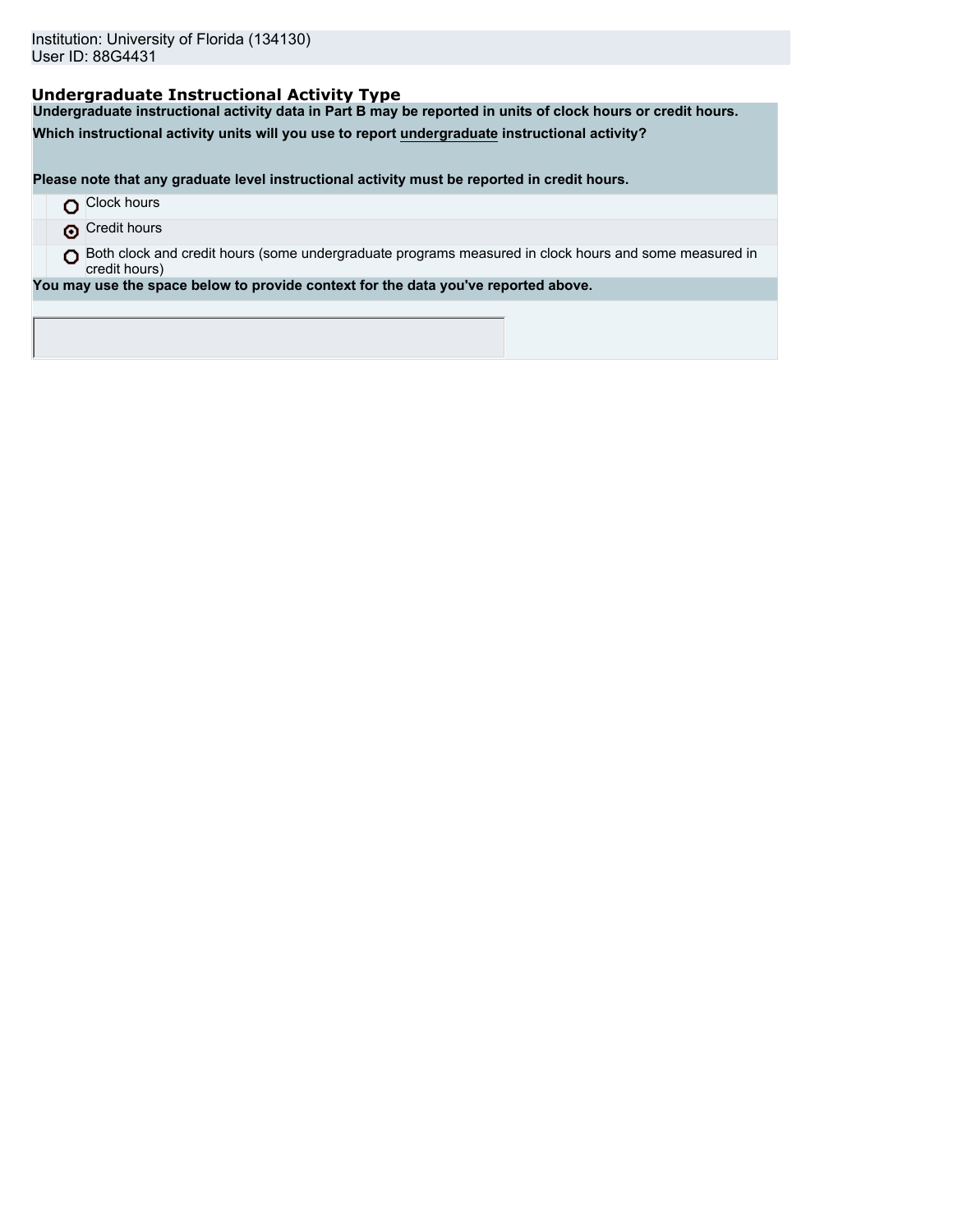Institution: University of Florida (134130)
User ID: 88G4431

## Undergraduate Instructional Activity Type

**Undergraduate instructional activity data in Part B may be reported in units of clock hours or credit hours.**

**Which instructional activity units will you use to report undergraduate instructional activity?**

**Please note that any graduate level instructional activity must be reported in credit hours.**

- ○ Clock hours
- ◉ Credit hours
- ○ Both clock and credit hours (some undergraduate programs measured in clock hours and some measured in credit hours)

**You may use the space below to provide context for the data you've reported above.**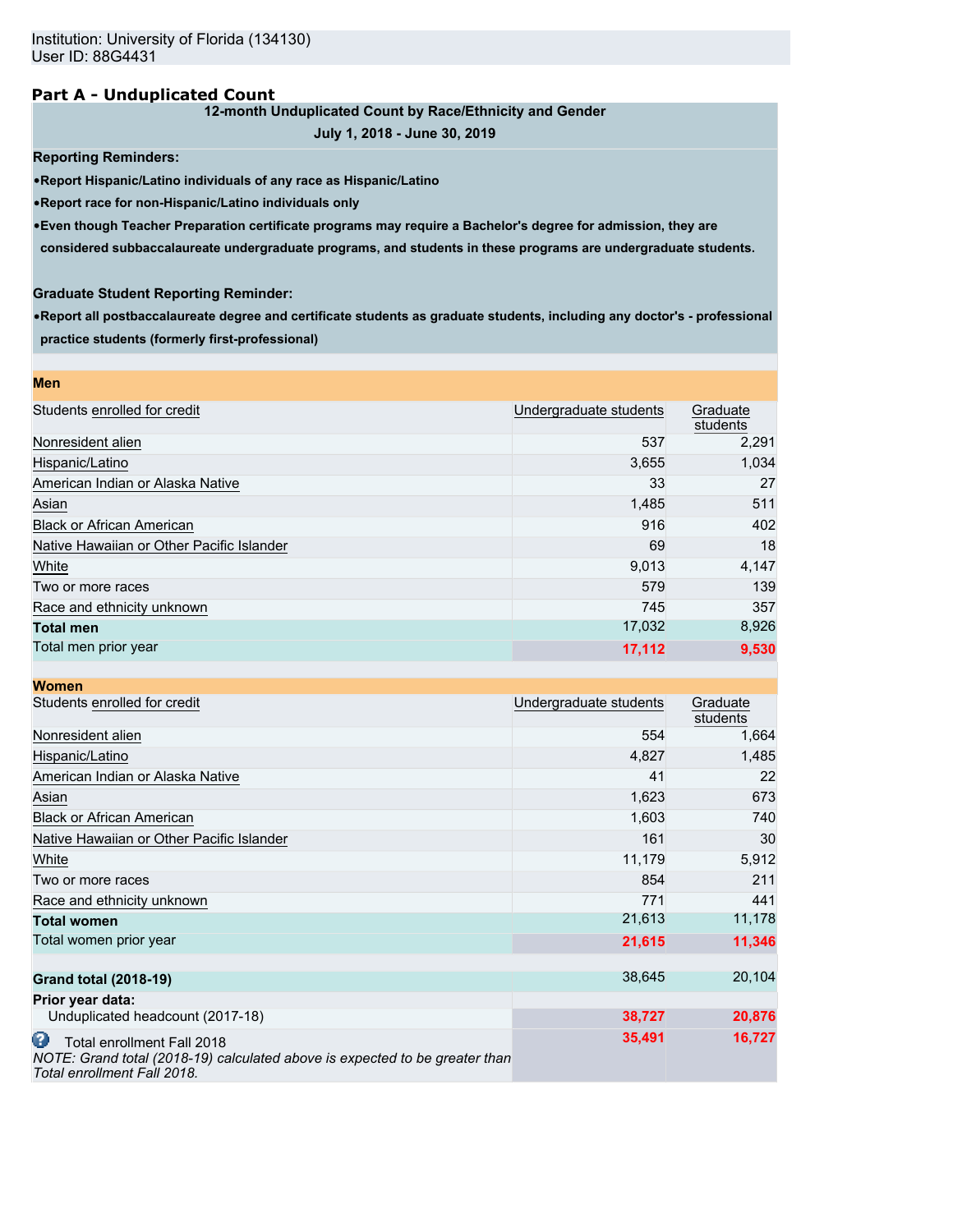Institution: University of Florida (134130)
User ID: 88G4431

## Part A - Unduplicated Count

**12-month Unduplicated Count by Race/Ethnicity and Gender**

**July 1, 2018 - June 30, 2019**

**Reporting Reminders:**

- **Report Hispanic/Latino individuals of any race as Hispanic/Latino**
- **Report race for non-Hispanic/Latino individuals only**
- **Even though Teacher Preparation certificate programs may require a Bachelor's degree for admission, they are considered subbaccalaureate undergraduate programs, and students in these programs are undergraduate students.**

**Graduate Student Reporting Reminder:**

- **Report all postbaccalaureate degree and certificate students as graduate students, including any doctor's - professional practice students (formerly first-professional)**

**Men**

| Students enrolled for credit | Undergraduate students | Graduate students |
|---|---|---|
| Nonresident alien | 537 | 2,291 |
| Hispanic/Latino | 3,655 | 1,034 |
| American Indian or Alaska Native | 33 | 27 |
| Asian | 1,485 | 511 |
| Black or African American | 916 | 402 |
| Native Hawaiian or Other Pacific Islander | 69 | 18 |
| White | 9,013 | 4,147 |
| Two or more races | 579 | 139 |
| Race and ethnicity unknown | 745 | 357 |
| **Total men** | 17,032 | 8,926 |
| Total men prior year | 17,112 | 9,530 |

**Women**

| Students enrolled for credit | Undergraduate students | Graduate students |
|---|---|---|
| Nonresident alien | 554 | 1,664 |
| Hispanic/Latino | 4,827 | 1,485 |
| American Indian or Alaska Native | 41 | 22 |
| Asian | 1,623 | 673 |
| Black or African American | 1,603 | 740 |
| Native Hawaiian or Other Pacific Islander | 161 | 30 |
| White | 11,179 | 5,912 |
| Two or more races | 854 | 211 |
| Race and ethnicity unknown | 771 | 441 |
| **Total women** | 21,613 | 11,178 |
| Total women prior year | 21,615 | 11,346 |

| | Undergraduate students | Graduate students |
|---|---|---|
| **Grand total (2018-19)** | 38,645 | 20,104 |
| **Prior year data:** | | |
| Unduplicated headcount (2017-18) | 38,727 | 20,876 |
| Total enrollment Fall 2018 *NOTE: Grand total (2018-19) calculated above is expected to be greater than Total enrollment Fall 2018.* | 35,491 | 16,727 |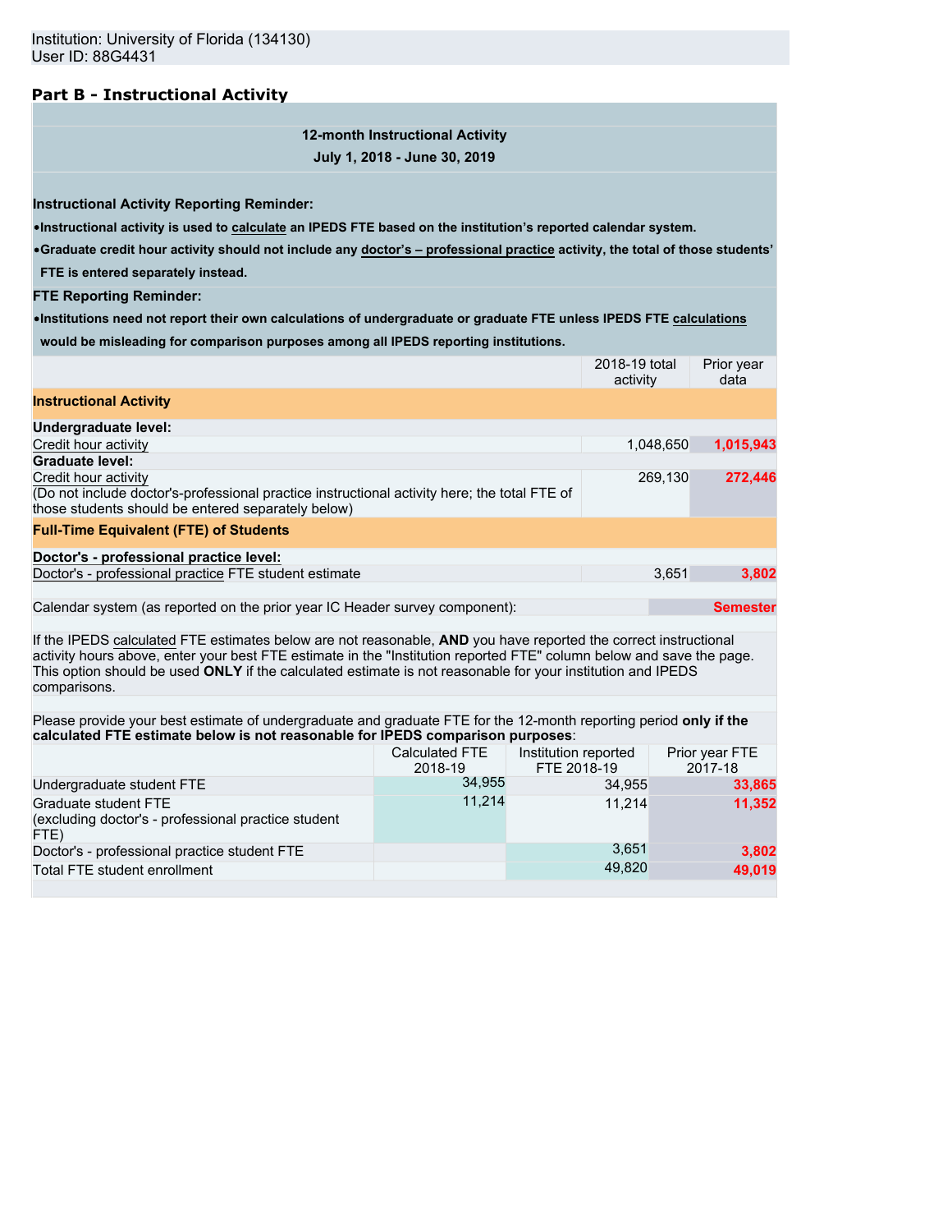Institution: University of Florida (134130)
User ID: 88G4431

## Part B - Instructional Activity

**12-month Instructional Activity**

**July 1, 2018 - June 30, 2019**

**Instructional Activity Reporting Reminder:**

- **Instructional activity is used to calculate an IPEDS FTE based on the institution's reported calendar system.**
- **Graduate credit hour activity should not include any doctor's – professional practice activity, the total of those students' FTE is entered separately instead.**

**FTE Reporting Reminder:**

- **Institutions need not report their own calculations of undergraduate or graduate FTE unless IPEDS FTE calculations would be misleading for comparison purposes among all IPEDS reporting institutions.**

| | 2018-19 total activity | Prior year data |
|---|---|---|
| **Instructional Activity** | | |
| **Undergraduate level:** | | |
| Credit hour activity | 1,048,650 | **1,015,943** |
| **Graduate level:** | | |
| Credit hour activity (Do not include doctor's-professional practice instructional activity here; the total FTE of those students should be entered separately below) | 269,130 | **272,446** |
| **Full-Time Equivalent (FTE) of Students** | | |
| **Doctor's - professional practice level:** | | |
| Doctor's - professional practice FTE student estimate | 3,651 | **3,802** |
| Calendar system (as reported on the prior year IC Header survey component): | | **Semester** |

If the IPEDS calculated FTE estimates below are not reasonable, **AND** you have reported the correct instructional activity hours above, enter your best FTE estimate in the "Institution reported FTE" column below and save the page. This option should be used **ONLY** if the calculated estimate is not reasonable for your institution and IPEDS comparisons.

Please provide your best estimate of undergraduate and graduate FTE for the 12-month reporting period **only if the calculated FTE estimate below is not reasonable for IPEDS comparison purposes**:

| | Calculated FTE 2018-19 | Institution reported FTE 2018-19 | Prior year FTE 2017-18 |
|---|---|---|---|
| Undergraduate student FTE | 34,955 | 34,955 | **33,865** |
| Graduate student FTE (excluding doctor's - professional practice student FTE) | 11,214 | 11,214 | **11,352** |
| Doctor's - professional practice student FTE | | 3,651 | **3,802** |
| Total FTE student enrollment | | 49,820 | **49,019** |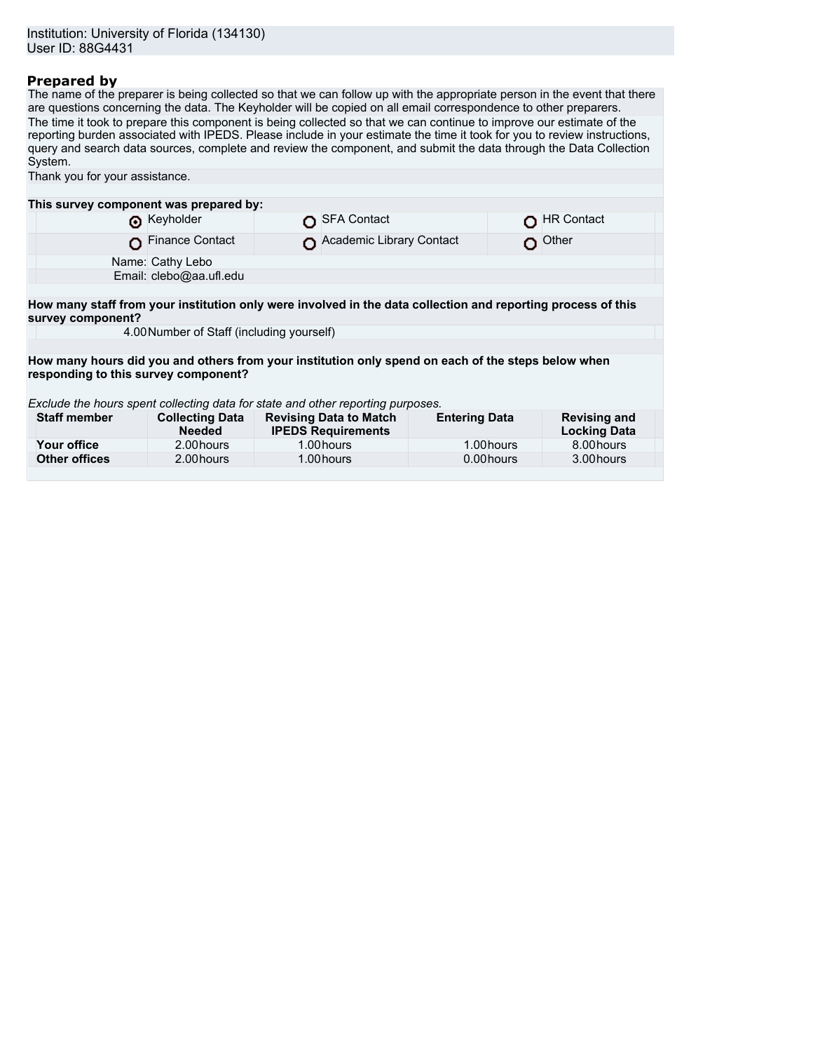Institution: University of Florida (134130)
User ID: 88G4431

## Prepared by

The name of the preparer is being collected so that we can follow up with the appropriate person in the event that there are questions concerning the data. The Keyholder will be copied on all email correspondence to other preparers.

The time it took to prepare this component is being collected so that we can continue to improve our estimate of the reporting burden associated with IPEDS. Please include in your estimate the time it took for you to review instructions, query and search data sources, complete and review the component, and submit the data through the Data Collection System.

Thank you for your assistance.

**This survey component was prepared by:**

| | | |
|---|---|---|
| (●) Keyholder | ( ) SFA Contact | ( ) HR Contact |
| ( ) Finance Contact | ( ) Academic Library Contact | ( ) Other |

Name: Cathy Lebo
Email: clebo@aa.ufl.edu

**How many staff from your institution only were involved in the data collection and reporting process of this survey component?**

4.00 Number of Staff (including yourself)

**How many hours did you and others from your institution only spend on each of the steps below when responding to this survey component?**

*Exclude the hours spent collecting data for state and other reporting purposes.*

| Staff member | Collecting Data Needed | Revising Data to Match IPEDS Requirements | Entering Data | Revising and Locking Data |
|---|---|---|---|---|
| **Your office** | 2.00 hours | 1.00 hours | 1.00 hours | 8.00 hours |
| **Other offices** | 2.00 hours | 1.00 hours | 0.00 hours | 3.00 hours |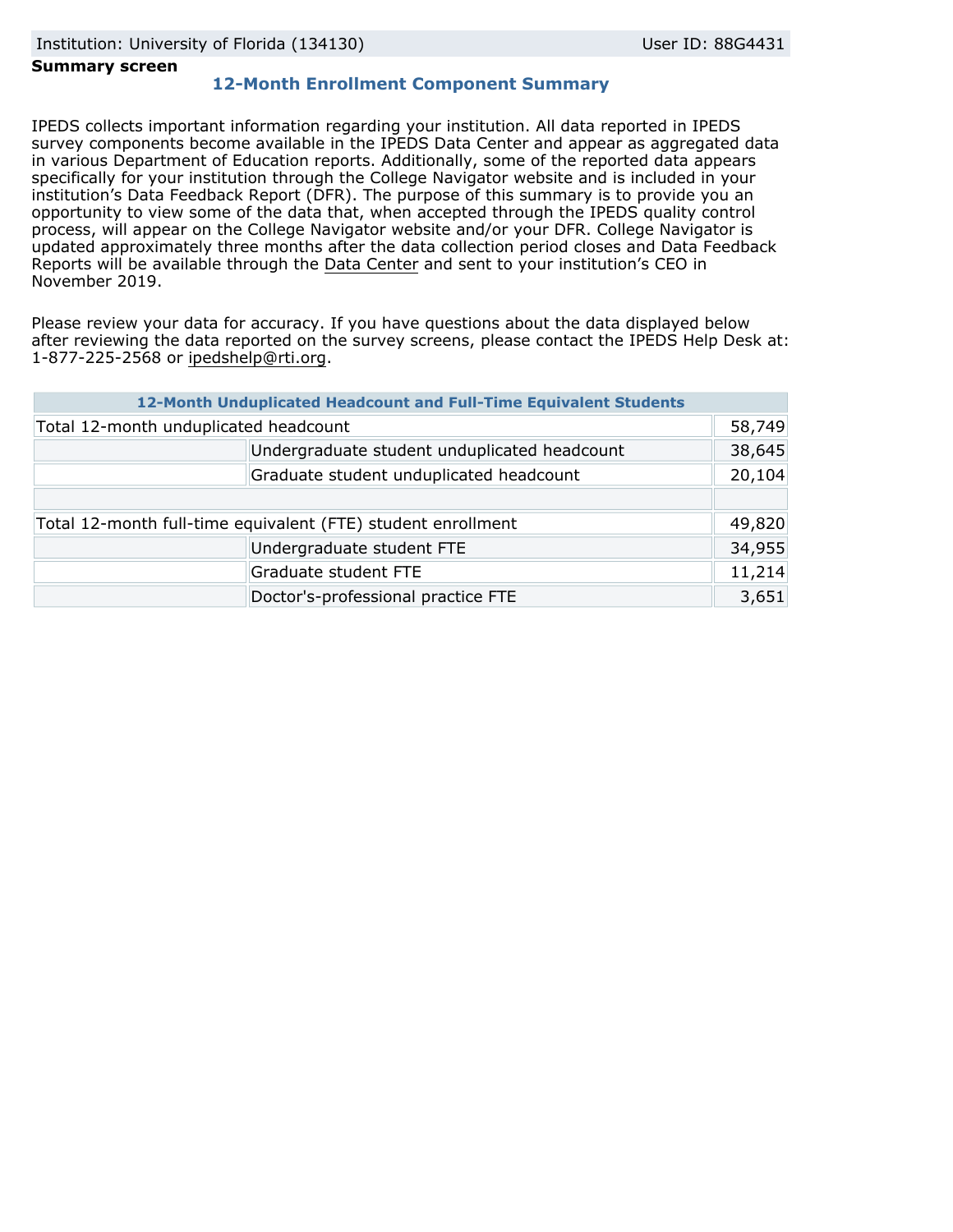Institution: University of Florida (134130) User ID: 88G4431

**Summary screen**

## 12-Month Enrollment Component Summary

IPEDS collects important information regarding your institution. All data reported in IPEDS survey components become available in the IPEDS Data Center and appear as aggregated data in various Department of Education reports. Additionally, some of the reported data appears specifically for your institution through the College Navigator website and is included in your institution's Data Feedback Report (DFR). The purpose of this summary is to provide you an opportunity to view some of the data that, when accepted through the IPEDS quality control process, will appear on the College Navigator website and/or your DFR. College Navigator is updated approximately three months after the data collection period closes and Data Feedback Reports will be available through the Data Center and sent to your institution's CEO in November 2019.

Please review your data for accuracy. If you have questions about the data displayed below after reviewing the data reported on the survey screens, please contact the IPEDS Help Desk at: 1-877-225-2568 or ipedshelp@rti.org.

| 12-Month Unduplicated Headcount and Full-Time Equivalent Students | | |
|---|---|---|
| Total 12-month unduplicated headcount | | 58,749 |
| | Undergraduate student unduplicated headcount | 38,645 |
| | Graduate student unduplicated headcount | 20,104 |
| | | |
| Total 12-month full-time equivalent (FTE) student enrollment | | 49,820 |
| | Undergraduate student FTE | 34,955 |
| | Graduate student FTE | 11,214 |
| | Doctor's-professional practice FTE | 3,651 |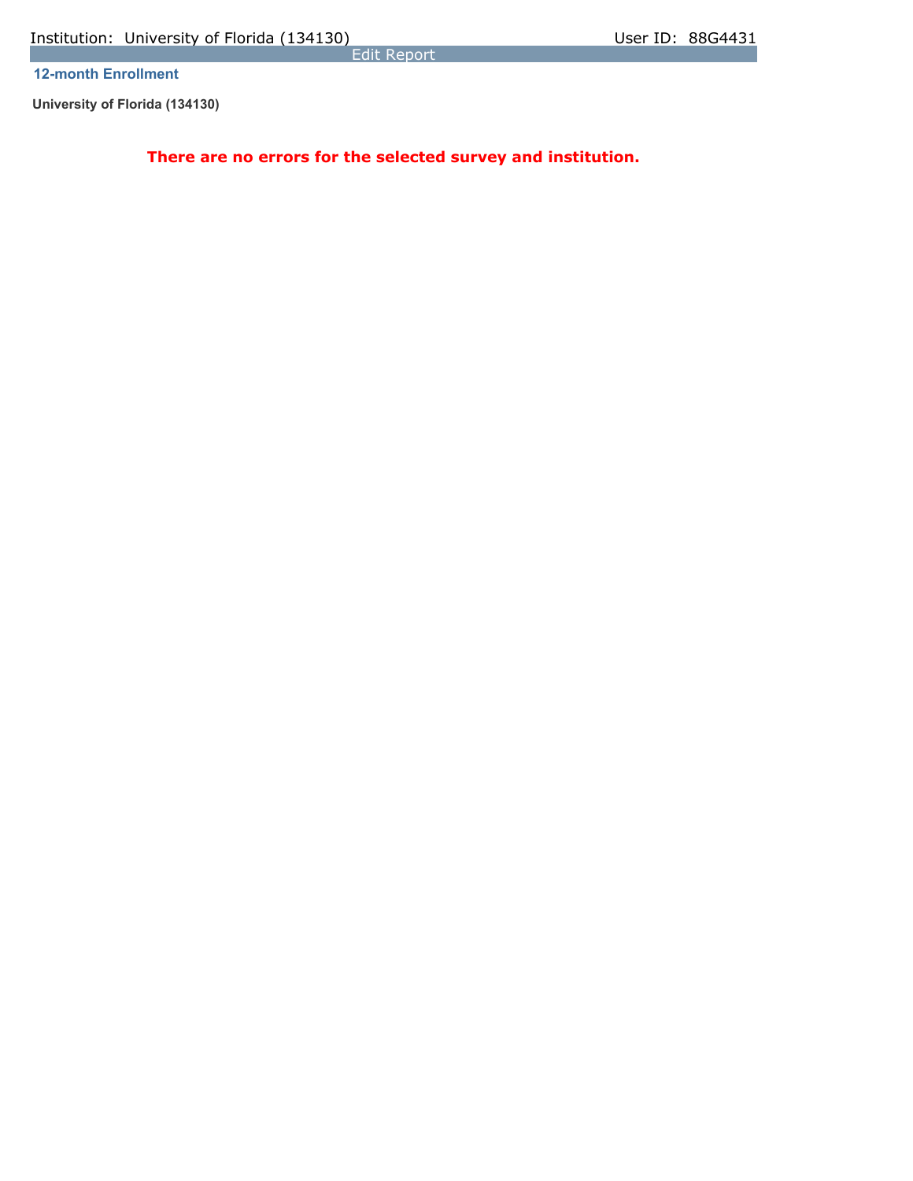Institution: University of Florida (134130) User ID: 88G4431

Edit Report

## 12-month Enrollment

**University of Florida (134130)**

**There are no errors for the selected survey and institution.**